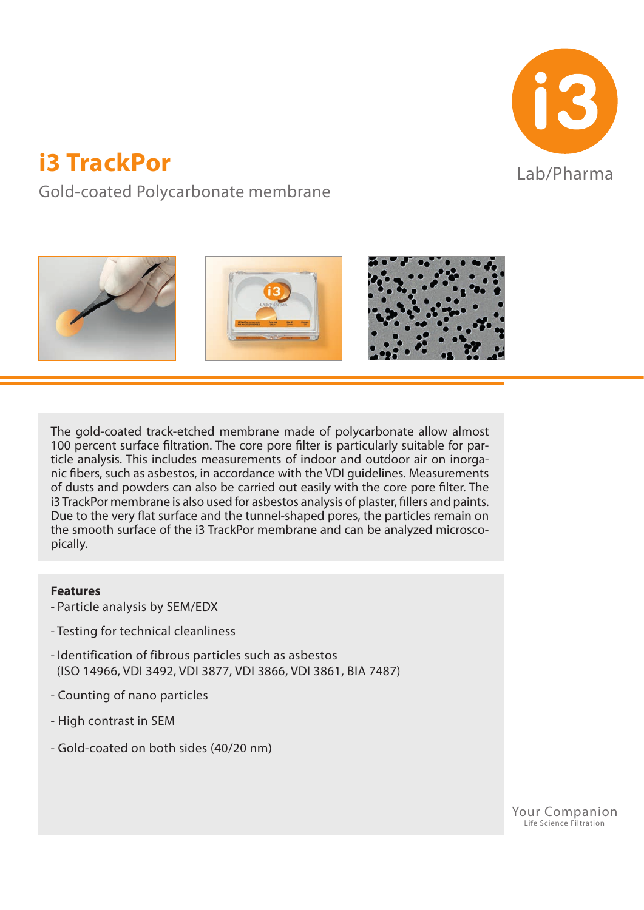# i3 TrackPor

Gold-coated Polycarbonate membrane

Lab/Pharma

The gold-coated track-etched membrane made of polycarbonate allow almost 100 percent surface filtration. The core pore filter is particularly suitable for particle analysis. This includes measurements of indoor and outdoor air on inorganic fibers, such as asbestos, in accordance with the VDI guidelines. Measurements of dusts and powders can also be carried out easily with the core pore filter. The i3 TrackPor membrane is also used for asbestos analysis of plaster, fillers and paints. Due to the very flat surface and the tunnel-shaped pores, the particles remain on the smooth surface of the i3 TrackPor membrane and can be analyzed microscopically.

**Features**

- Particle analysis by SEM/EDX
- Testing for technical cleanliness
- Identification of fibrous particles such as asbestos (ISO 14966, VDI 3492, VDI 3877, VDI 3866, VDI 3861, BIA 7487)
- Counting of nano particles
- High contrast in SEM
- Gold-coated on both sides (40/20 nm)

Your Companion
Life Science Filtration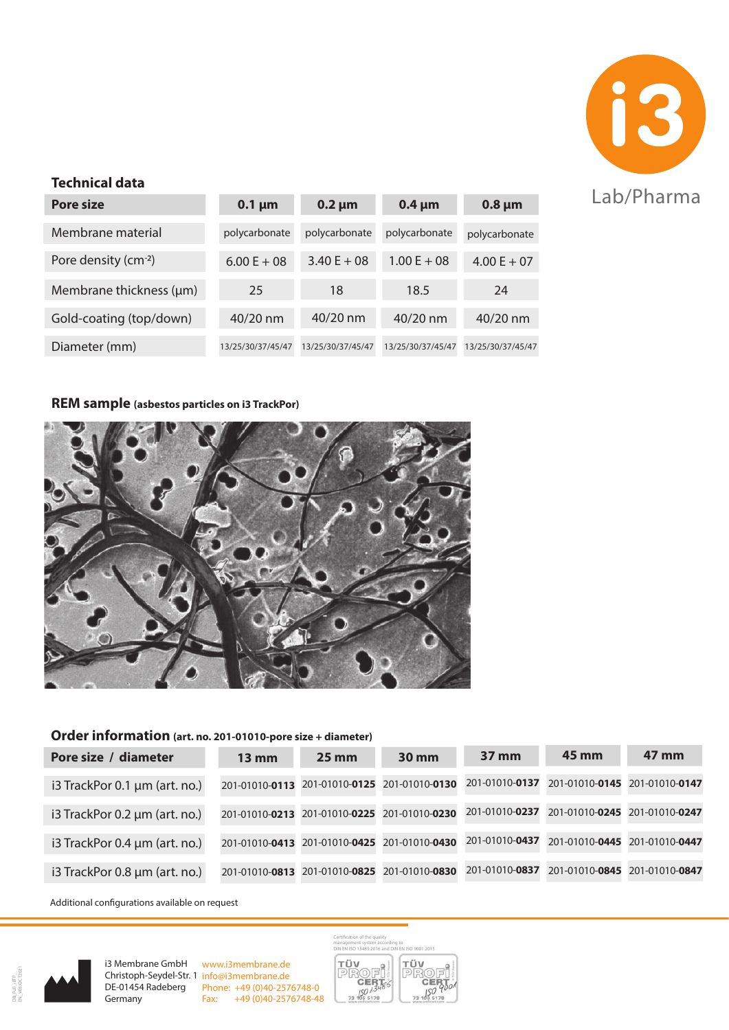Lab/Pharma

## Technical data

| Pore size | 0.1 µm | 0.2 µm | 0.4 µm | 0.8 µm |
|---|---|---|---|---|
| Membrane material | polycarbonate | polycarbonate | polycarbonate | polycarbonate |
| Pore density (cm$^{-2}$) | 6.00 E + 08 | 3.40 E + 08 | 1.00 E + 08 | 4.00 E + 07 |
| Membrane thickness (µm) | 25 | 18 | 18.5 | 24 |
| Gold-coating (top/down) | 40/20 nm | 40/20 nm | 40/20 nm | 40/20 nm |
| Diameter (mm) | 13/25/30/37/45/47 | 13/25/30/37/45/47 | 13/25/30/37/45/47 | 13/25/30/37/45/47 |

## REM sample (asbestos particles on i3 TrackPor)

## Order information (art. no. 201-01010-pore size + diameter)

| Pore size / diameter | 13 mm | 25 mm | 30 mm | 37 mm | 45 mm | 47 mm |
|---|---|---|---|---|---|---|
| i3 TrackPor 0.1 µm (art. no.) | 201-01010-**0113** | 201-01010-**0125** | 201-01010-**0130** | 201-01010-**0137** | 201-01010-**0145** | 201-01010-**0147** |
| i3 TrackPor 0.2 µm (art. no.) | 201-01010-**0213** | 201-01010-**0225** | 201-01010-**0230** | 201-01010-**0237** | 201-01010-**0245** | 201-01010-**0247** |
| i3 TrackPor 0.4 µm (art. no.) | 201-01010-**0413** | 201-01010-**0425** | 201-01010-**0430** | 201-01010-**0437** | 201-01010-**0445** | 201-01010-**0447** |
| i3 TrackPor 0.8 µm (art. no.) | 201-01010-**0813** | 201-01010-**0825** | 201-01010-**0830** | 201-01010-**0837** | 201-01010-**0845** | 201-01010-**0847** |

Additional configurations available on request

i3 Membrane GmbH
Christoph-Seydel-Str. 1
DE-01454 Radeberg
Germany

www.i3membrane.de
info@i3membrane.de
Phone: +49 (0)40-2576748-0
Fax: +49 (0)40-2576748-48

Certification of the quality management system according to DIN EN ISO 13485:2016 and DIN EN ISO 9001:2015